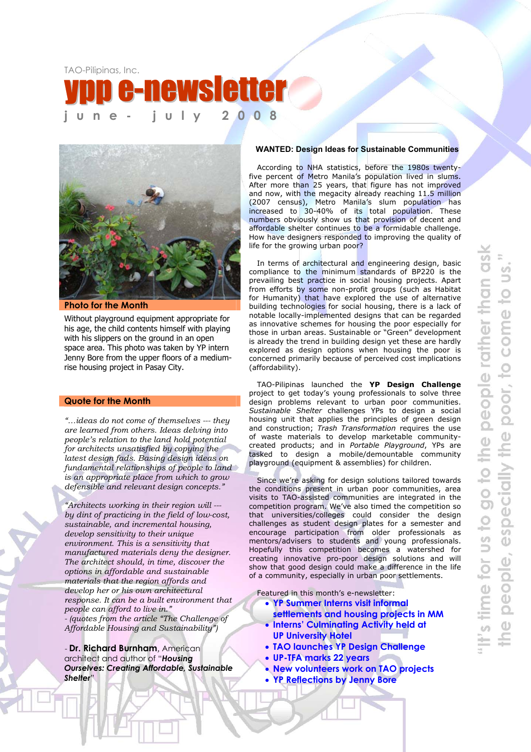TAO-Pilipinas, Inc.

# ypp e-newsletter

**june - july 2008**

## Photo for the Month

Without playground equipment appropriate for his age, the child contents himself with playing with his slippers on the ground in an open space area. This photo was taken by YP intern Jenny Bore from the upper floors of a medium-rise housing project in Pasay City.

## Quote for the Month

*"...ideas do not come of themselves --- they are learned from others. Ideas delving into people's relation to the land hold potential for architects unsatisfied by copying the latest design fads. Basing design ideas on fundamental relationships of people to land is an appropriate place from which to grow defensible and relevant design concepts."*

*"Architects working in their region will --- by dint of practicing in the field of low-cost, sustainable, and incremental housing, develop sensitivity to their unique environment. This is a sensitivity that manufactured materials deny the designer. The architect should, in time, discover the options in affordable and sustainable materials that the region affords and develop her or his own architectural response. It can be a built environment that people can afford to live in."*
*- (quotes from the article "The Challenge of Affordable Housing and Sustainability")*

- **Dr. Richard Burnham**, American architect and author of "***Housing Ourselves: Creating Affordable, Sustainable Shelter***"

## WANTED: Design Ideas for Sustainable Communities

According to NHA statistics, before the 1980s twenty-five percent of Metro Manila's population lived in slums. After more than 25 years, that figure has not improved and now, with the megacity already reaching 11.5 million (2007 census), Metro Manila's slum population has increased to 30-40% of its total population. These numbers obviously show us that provision of decent and affordable shelter continues to be a formidable challenge. How have designers responded to improving the quality of life for the growing urban poor?

In terms of architectural and engineering design, basic compliance to the minimum standards of BP220 is the prevailing best practice in social housing projects. Apart from efforts by some non-profit groups (such as Habitat for Humanity) that have explored the use of alternative building technologies for social housing, there is a lack of notable locally-implemented designs that can be regarded as innovative schemes for housing the poor especially for those in urban areas. Sustainable or "Green" development is already the trend in building design yet these are hardly explored as design options when housing the poor is concerned primarily because of perceived cost implications (affordability).

TAO-Pilipinas launched the **YP Design Challenge** project to get today's young professionals to solve three design problems relevant to urban poor communities. *Sustainable Shelter* challenges YPs to design a social housing unit that applies the principles of green design and construction; *Trash Transformation* requires the use of waste materials to develop marketable community-created products; and in *Portable Playground*, YPs are tasked to design a mobile/demountable community playground (equipment & assemblies) for children.

Since we're asking for design solutions tailored towards the conditions present in urban poor communities, area visits to TAO-assisted communities are integrated in the competition program. We've also timed the competition so that universities/colleges could consider the design challenges as student design plates for a semester and encourage participation from older professionals as mentors/advisers to students and young professionals. Hopefully this competition becomes a watershed for creating innovative pro-poor design solutions and will show that good design could make a difference in the life of a community, especially in urban poor settlements.

Featured in this month's e-newsletter:

- **YP Summer Interns visit informal settlements and housing projects in MM**
- **Interns' Culminating Activity held at UP University Hotel**
- **TAO launches YP Design Challenge**
- **UP-TFA marks 22 years**
- **New volunteers work on TAO projects**
- **YP Reflections by Jenny Bore**

"It's time for us to go to the people rather than ask the people, especially the poor, to come to us."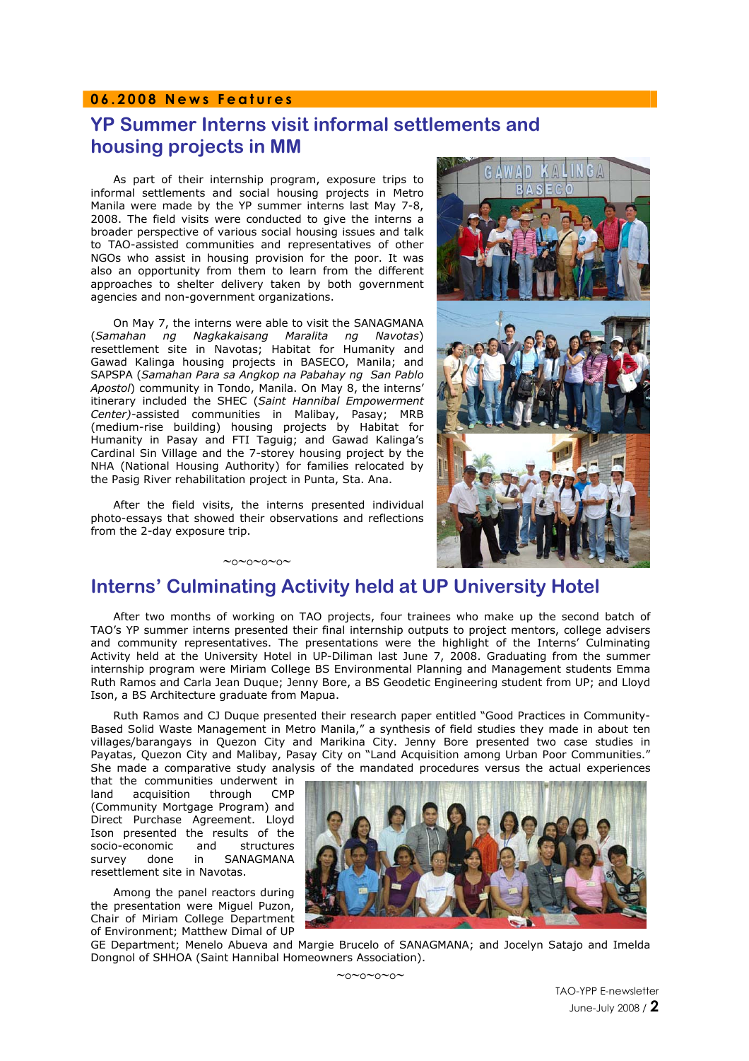**06.2008 News Features**

## YP Summer Interns visit informal settlements and housing projects in MM

As part of their internship program, exposure trips to informal settlements and social housing projects in Metro Manila were made by the YP summer interns last May 7-8, 2008. The field visits were conducted to give the interns a broader perspective of various social housing issues and talk to TAO-assisted communities and representatives of other NGOs who assist in housing provision for the poor. It was also an opportunity from them to learn from the different approaches to shelter delivery taken by both government agencies and non-government organizations.

On May 7, the interns were able to visit the SANAGMANA (*Samahan ng Nagkakaisang Maralita ng Navotas*) resettlement site in Navotas; Habitat for Humanity and Gawad Kalinga housing projects in BASECO, Manila; and SAPSPA (*Samahan Para sa Angkop na Pabahay ng San Pablo Apostol*) community in Tondo, Manila. On May 8, the interns' itinerary included the SHEC (*Saint Hannibal Empowerment Center)*-assisted communities in Malibay, Pasay; MRB (medium-rise building) housing projects by Habitat for Humanity in Pasay and FTI Taguig; and Gawad Kalinga's Cardinal Sin Village and the 7-storey housing project by the NHA (National Housing Authority) for families relocated by the Pasig River rehabilitation project in Punta, Sta. Ana.

After the field visits, the interns presented individual photo-essays that showed their observations and reflections from the 2-day exposure trip.

~o~o~o~o~

## Interns' Culminating Activity held at UP University Hotel

After two months of working on TAO projects, four trainees who make up the second batch of TAO's YP summer interns presented their final internship outputs to project mentors, college advisers and community representatives. The presentations were the highlight of the Interns' Culminating Activity held at the University Hotel in UP-Diliman last June 7, 2008. Graduating from the summer internship program were Miriam College BS Environmental Planning and Management students Emma Ruth Ramos and Carla Jean Duque; Jenny Bore, a BS Geodetic Engineering student from UP; and Lloyd Ison, a BS Architecture graduate from Mapua.

Ruth Ramos and CJ Duque presented their research paper entitled "Good Practices in Community-Based Solid Waste Management in Metro Manila," a synthesis of field studies they made in about ten villages/barangays in Quezon City and Marikina City. Jenny Bore presented two case studies in Payatas, Quezon City and Malibay, Pasay City on "Land Acquisition among Urban Poor Communities." She made a comparative study analysis of the mandated procedures versus the actual experiences that the communities underwent in land acquisition through CMP (Community Mortgage Program) and Direct Purchase Agreement. Lloyd Ison presented the results of the socio-economic and structures survey done in SANAGMANA resettlement site in Navotas.

Among the panel reactors during the presentation were Miguel Puzon, Chair of Miriam College Department of Environment; Matthew Dimal of UP GE Department; Menelo Abueva and Margie Brucelo of SANAGMANA; and Jocelyn Satajo and Imelda Dongnol of SHHOA (Saint Hannibal Homeowners Association).

~o~o~o~o~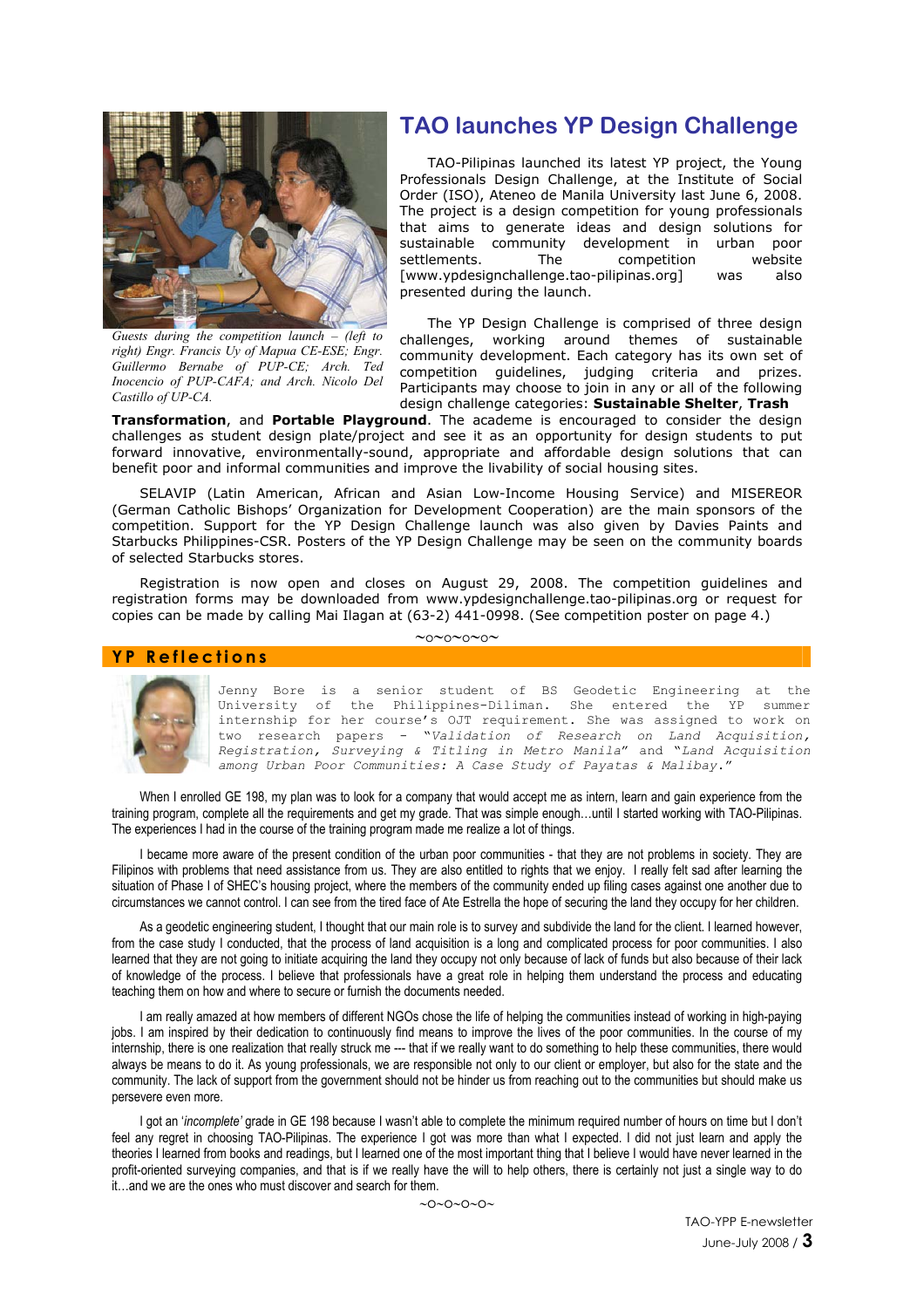## TAO launches YP Design Challenge

*Guests during the competition launch – (left to right) Engr. Francis Uy of Mapua CE-ESE; Engr. Guillermo Bernabe of PUP-CE; Arch. Ted Inocencio of PUP-CAFA; and Arch. Nicolo Del Castillo of UP-CA.*

TAO-Pilipinas launched its latest YP project, the Young Professionals Design Challenge, at the Institute of Social Order (ISO), Ateneo de Manila University last June 6, 2008. The project is a design competition for young professionals that aims to generate ideas and design solutions for sustainable community development in urban poor settlements. The competition website [www.ypdesignchallenge.tao-pilipinas.org] was also presented during the launch.

The YP Design Challenge is comprised of three design challenges, working around themes of sustainable community development. Each category has its own set of competition guidelines, judging criteria and prizes. Participants may choose to join in any or all of the following design challenge categories: **Sustainable Shelter**, **Trash Transformation**, and **Portable Playground**. The academe is encouraged to consider the design challenges as student design plate/project and see it as an opportunity for design students to put forward innovative, environmentally-sound, appropriate and affordable design solutions that can benefit poor and informal communities and improve the livability of social housing sites.

SELAVIP (Latin American, African and Asian Low-Income Housing Service) and MISEREOR (German Catholic Bishops' Organization for Development Cooperation) are the main sponsors of the competition. Support for the YP Design Challenge launch was also given by Davies Paints and Starbucks Philippines-CSR. Posters of the YP Design Challenge may be seen on the community boards of selected Starbucks stores.

Registration is now open and closes on August 29, 2008. The competition guidelines and registration forms may be downloaded from www.ypdesignchallenge.tao-pilipinas.org or request for copies can be made by calling Mai Ilagan at (63-2) 441-0998. (See competition poster on page 4.)

~o~o~o~o~

## YP Reflections

*Jenny Bore is a senior student of BS Geodetic Engineering at the University of the Philippines-Diliman. She entered the YP summer internship for her course's OJT requirement. She was assigned to work on two research papers - "Validation of Research on Land Acquisition, Registration, Surveying & Titling in Metro Manila" and "Land Acquisition among Urban Poor Communities: A Case Study of Payatas & Malibay."*

When I enrolled GE 198, my plan was to look for a company that would accept me as intern, learn and gain experience from the training program, complete all the requirements and get my grade. That was simple enough…until I started working with TAO-Pilipinas. The experiences I had in the course of the training program made me realize a lot of things.

I became more aware of the present condition of the urban poor communities - that they are not problems in society. They are Filipinos with problems that need assistance from us. They are also entitled to rights that we enjoy. I really felt sad after learning the situation of Phase I of SHEC's housing project, where the members of the community ended up filing cases against one another due to circumstances we cannot control. I can see from the tired face of Ate Estrella the hope of securing the land they occupy for her children.

As a geodetic engineering student, I thought that our main role is to survey and subdivide the land for the client. I learned however, from the case study I conducted, that the process of land acquisition is a long and complicated process for poor communities. I also learned that they are not going to initiate acquiring the land they occupy not only because of lack of funds but also because of their lack of knowledge of the process. I believe that professionals have a great role in helping them understand the process and educating teaching them on how and where to secure or furnish the documents needed.

I am really amazed at how members of different NGOs chose the life of helping the communities instead of working in high-paying jobs. I am inspired by their dedication to continuously find means to improve the lives of the poor communities. In the course of my internship, there is one realization that really struck me --- that if we really want to do something to help these communities, there would always be means to do it. As young professionals, we are responsible not only to our client or employer, but also for the state and the community. The lack of support from the government should not be hinder us from reaching out to the communities but should make us persevere even more.

I got an '*incomplete'* grade in GE 198 because I wasn't able to complete the minimum required number of hours on time but I don't feel any regret in choosing TAO-Pilipinas. The experience I got was more than what I expected. I did not just learn and apply the theories I learned from books and readings, but I learned one of the most important thing that I believe I would have never learned in the profit-oriented surveying companies, and that is if we really have the will to help others, there is certainly not just a single way to do it…and we are the ones who must discover and search for them.

~O~O~O~O~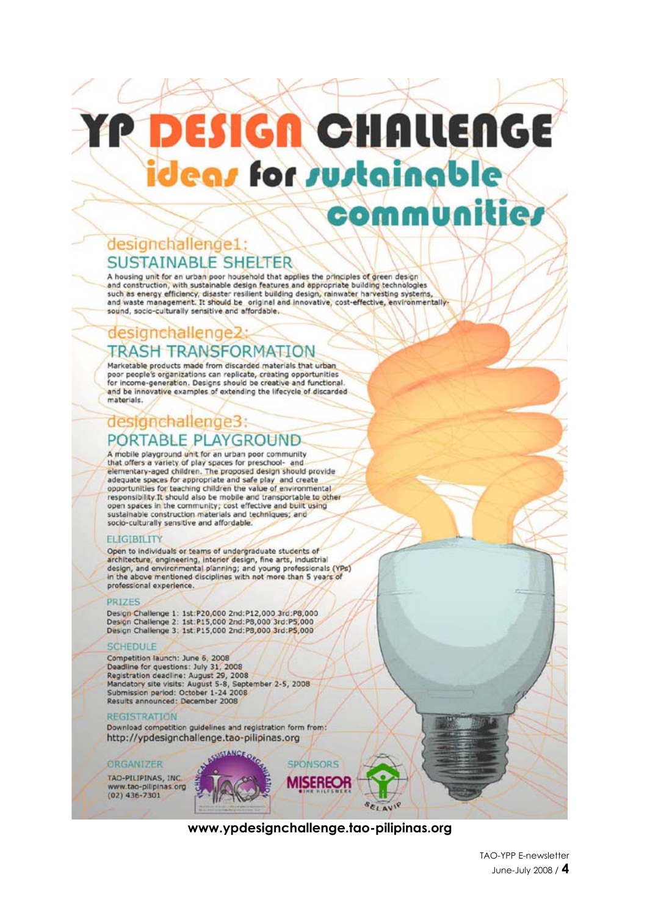# YP DESIGN CHALLENGE

## ideas for sustainable communities

### designchallenge1: SUSTAINABLE SHELTER

A housing unit for an urban poor household that applies the principles of green design and construction, with sustainable design features and appropriate building technologies such as energy efficiency, disaster resilient building design, rainwater harvesting systems, and waste management. It should be original and innovative, cost-effective, environmentally-sound, socio-culturally sensitive and affordable.

### designchallenge2: TRASH TRANSFORMATION

Marketable products made from discarded materials that urban poor people's organizations can replicate, creating opportunities for income-generation. Designs should be creative and functional, and be innovative examples of extending the lifecycle of discarded materials.

### designchallenge3: PORTABLE PLAYGROUND

A mobile playground unit for an urban poor community that offers a variety of play spaces for preschool- and elementary-aged children. The proposed design should provide adequate spaces for appropriate and safe play and create opportunities for teaching children the value of environmental responsibility.It should also be mobile and transportable to other open spaces in the community; cost effective and built using sustainable construction materials and techniques; and socio-culturally sensitive and affordable.

#### ELIGIBILITY

Open to individuals or teams of undergraduate students of architecture, engineering, interior design, fine arts, industrial design, and environmental planning; and young professionals (YPs) in the above mentioned disciplines with not more than 5 years of professional experience.

#### PRIZES

Design Challenge 1: 1st:P20,000 2nd:P12,000 3rd:P8,000
Design Challenge 2: 1st:P15,000 2nd:P8,000 3rd:P5,000
Design Challenge 3: 1st:P15,000 2nd:P8,000 3rd:P5,000

#### SCHEDULE

Competition launch: June 6, 2008
Deadline for questions: July 31, 2008
Registration deadline: August 29, 2008
Mandatory site visits: August 5-8, September 2-5, 2008
Submission period: October 1-24 2008
Results announced: December 2008

#### REGISTRATION

Download competition guidelines and registration form from:
http://ypdesignchallenge.tao-pilipinas.org

#### ORGANIZER

TAO-PILIPINAS, INC.
www.tao-pilipinas.org
(02) 436-7301

#### SPONSORS

MISEREOR
SELAVIP

**www.ypdesignchallenge.tao-pilipinas.org**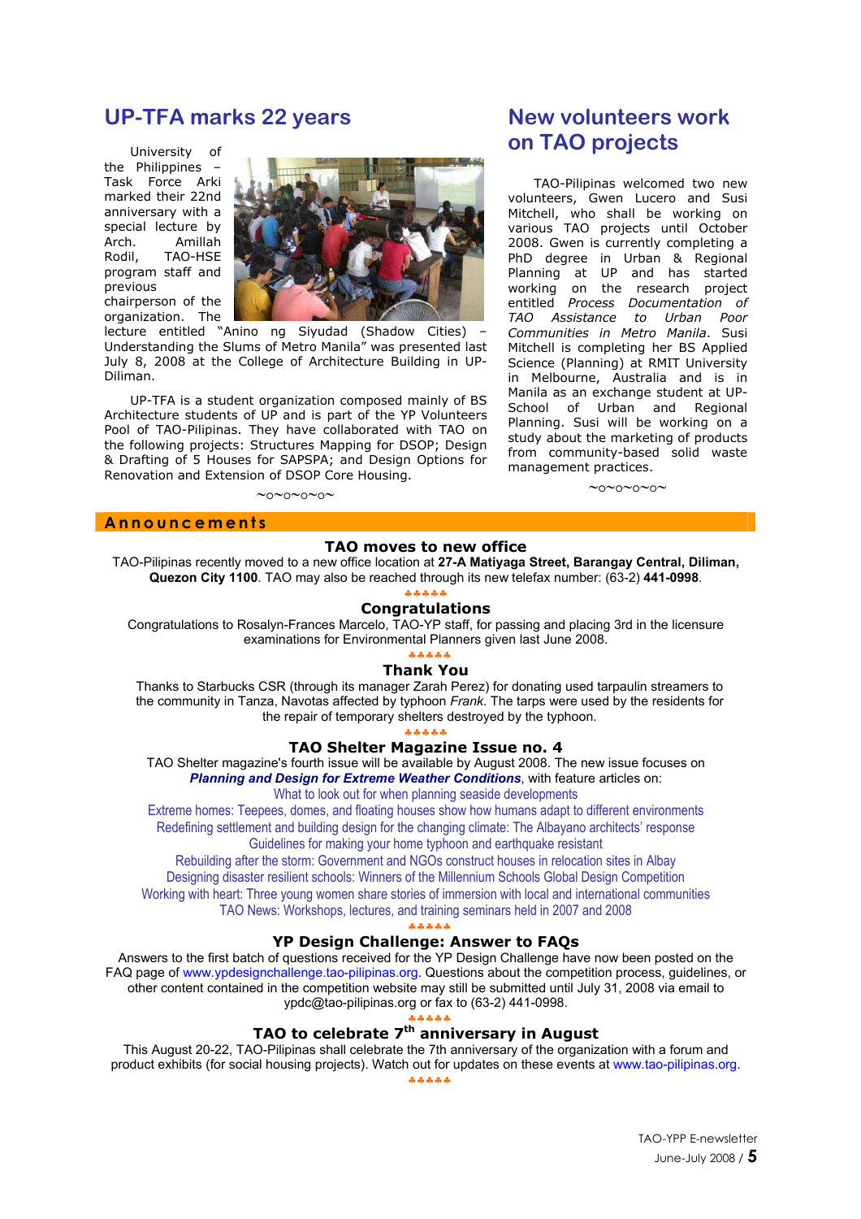## UP-TFA marks 22 years

University of the Philippines – Task Force Arki marked their 22nd anniversary with a special lecture by Arch. Amillah Rodil, TAO-HSE program staff and previous chairperson of the organization. The lecture entitled "Anino ng Siyudad (Shadow Cities) – Understanding the Slums of Metro Manila" was presented last July 8, 2008 at the College of Architecture Building in UP-Diliman.

UP-TFA is a student organization composed mainly of BS Architecture students of UP and is part of the YP Volunteers Pool of TAO-Pilipinas. They have collaborated with TAO on the following projects: Structures Mapping for DSOP; Design & Drafting of 5 Houses for SAPSPA; and Design Options for Renovation and Extension of DSOP Core Housing.

~o~o~o~o~

## New volunteers work on TAO projects

TAO-Pilipinas welcomed two new volunteers, Gwen Lucero and Susi Mitchell, who shall be working on various TAO projects until October 2008. Gwen is currently completing a PhD degree in Urban & Regional Planning at UP and has started working on the research project entitled *Process Documentation of TAO Assistance to Urban Poor Communities in Metro Manila*. Susi Mitchell is completing her BS Applied Science (Planning) at RMIT University in Melbourne, Australia and is in Manila as an exchange student at UP-School of Urban and Regional Planning. Susi will be working on a study about the marketing of products from community-based solid waste management practices.

~o~o~o~o~

## Announcements

### TAO moves to new office

TAO-Pilipinas recently moved to a new office location at **27-A Matiyaga Street, Barangay Central, Diliman, Quezon City 1100**. TAO may also be reached through its new telefax number: (63-2) **441-0998**.

### Congratulations

Congratulations to Rosalyn-Frances Marcelo, TAO-YP staff, for passing and placing 3rd in the licensure examinations for Environmental Planners given last June 2008.

### Thank You

Thanks to Starbucks CSR (through its manager Zarah Perez) for donating used tarpaulin streamers to the community in Tanza, Navotas affected by typhoon *Frank*. The tarps were used by the residents for the repair of temporary shelters destroyed by the typhoon.

### TAO Shelter Magazine Issue no. 4

TAO Shelter magazine's fourth issue will be available by August 2008. The new issue focuses on ***Planning and Design for Extreme Weather Conditions***, with feature articles on:

- What to look out for when planning seaside developments
- Extreme homes: Teepees, domes, and floating houses show how humans adapt to different environments
- Redefining settlement and building design for the changing climate: The Albayano architects' response
- Guidelines for making your home typhoon and earthquake resistant
- Rebuilding after the storm: Government and NGOs construct houses in relocation sites in Albay
- Designing disaster resilient schools: Winners of the Millennium Schools Global Design Competition
- Working with heart: Three young women share stories of immersion with local and international communities
- TAO News: Workshops, lectures, and training seminars held in 2007 and 2008

### YP Design Challenge: Answer to FAQs

Answers to the first batch of questions received for the YP Design Challenge have now been posted on the FAQ page of www.ypdesignchallenge.tao-pilipinas.org. Questions about the competition process, guidelines, or other content contained in the competition website may still be submitted until July 31, 2008 via email to ypdc@tao-pilipinas.org or fax to (63-2) 441-0998.

### TAO to celebrate 7th anniversary in August

This August 20-22, TAO-Pilipinas shall celebrate the 7th anniversary of the organization with a forum and product exhibits (for social housing projects). Watch out for updates on these events at www.tao-pilipinas.org.